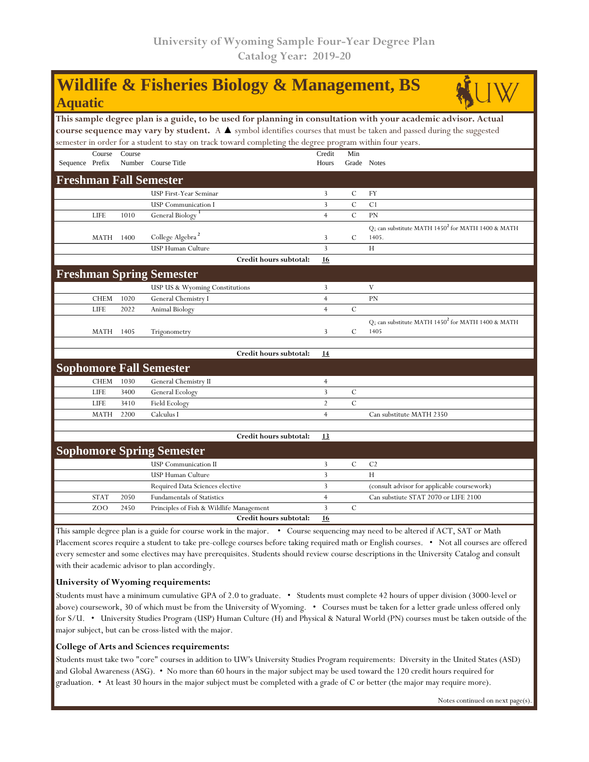University of Wyoming Sample Four-Year Degree Plan
Catalog Year: 2019-20

# Wildlife & Fisheries Biology & Management, BS
## Aquatic

**This sample degree plan is a guide, to be used for planning in consultation with your academic advisor. Actual course sequence may vary by student.** A ▲ symbol identifies courses that must be taken and passed during the suggested semester in order for a student to stay on track toward completing the degree program within four years.

| Sequence | Course Prefix | Course Number | Course Title | Credit Hours | Min Grade | Notes |
|---|---|---|---|---|---|---|
| **Freshman Fall Semester** | | | | | | |
| | | | USP First-Year Seminar | 3 | C | FY |
| | | | USP Communication I | 3 | C | C1 |
| | LIFE | 1010 | General Biology [1] | 4 | C | PN |
| | MATH | 1400 | College Algebra [2] | 3 | C | Q; can substitute MATH 1450[2] for MATH 1400 & MATH 1405. |
| | | | USP Human Culture | 3 | | H |
| | | | **Credit hours subtotal:** | **16** | | |
| **Freshman Spring Semester** | | | | | | |
| | | | USP US & Wyoming Constitutions | 3 | | V |
| | CHEM | 1020 | General Chemistry I | 4 | | PN |
| | LIFE | 2022 | Animal Biology | 4 | C | |
| | MATH | 1405 | Trigonometry | 3 | C | Q; can substitute MATH 1450[2] for MATH 1400 & MATH 1405 |
| | | | | | | |
| | | | **Credit hours subtotal:** | **14** | | |
| **Sophomore Fall Semester** | | | | | | |
| | CHEM | 1030 | General Chemistry II | 4 | | |
| | LIFE | 3400 | General Ecology | 3 | C | |
| | LIFE | 3410 | Field Ecology | 2 | C | |
| | MATH | 2200 | Calculus I | 4 | | Can substitute MATH 2350 |
| | | | | | | |
| | | | **Credit hours subtotal:** | **13** | | |
| **Sophomore Spring Semester** | | | | | | |
| | | | USP Communication II | 3 | C | C2 |
| | | | USP Human Culture | 3 | | H |
| | | | Required Data Sciences elective | 3 | | (consult advisor for applicable coursework) |
| | STAT | 2050 | Fundamentals of Statistics | 4 | | Can substiute STAT 2070 or LIFE 2100 |
| | ZOO | 2450 | Principles of Fish & Wildlife Management | 3 | C | |
| | | | **Credit hours subtotal:** | **16** | | |

This sample degree plan is a guide for course work in the major. • Course sequencing may need to be altered if ACT, SAT or Math Placement scores require a student to take pre-college courses before taking required math or English courses. • Not all courses are offered every semester and some electives may have prerequisites. Students should review course descriptions in the University Catalog and consult with their academic advisor to plan accordingly.

### University of Wyoming requirements:

Students must have a minimum cumulative GPA of 2.0 to graduate. • Students must complete 42 hours of upper division (3000-level or above) coursework, 30 of which must be from the University of Wyoming. • Courses must be taken for a letter grade unless offered only for S/U. • University Studies Program (USP) Human Culture (H) and Physical & Natural World (PN) courses must be taken outside of the major subject, but can be cross-listed with the major.

### College of Arts and Sciences requirements:

Students must take two "core" courses in addition to UW's University Studies Program requirements: Diversity in the United States (ASD) and Global Awareness (ASG). • No more than 60 hours in the major subject may be used toward the 120 credit hours required for graduation. • At least 30 hours in the major subject must be completed with a grade of C or better (the major may require more).

Notes continued on next page(s).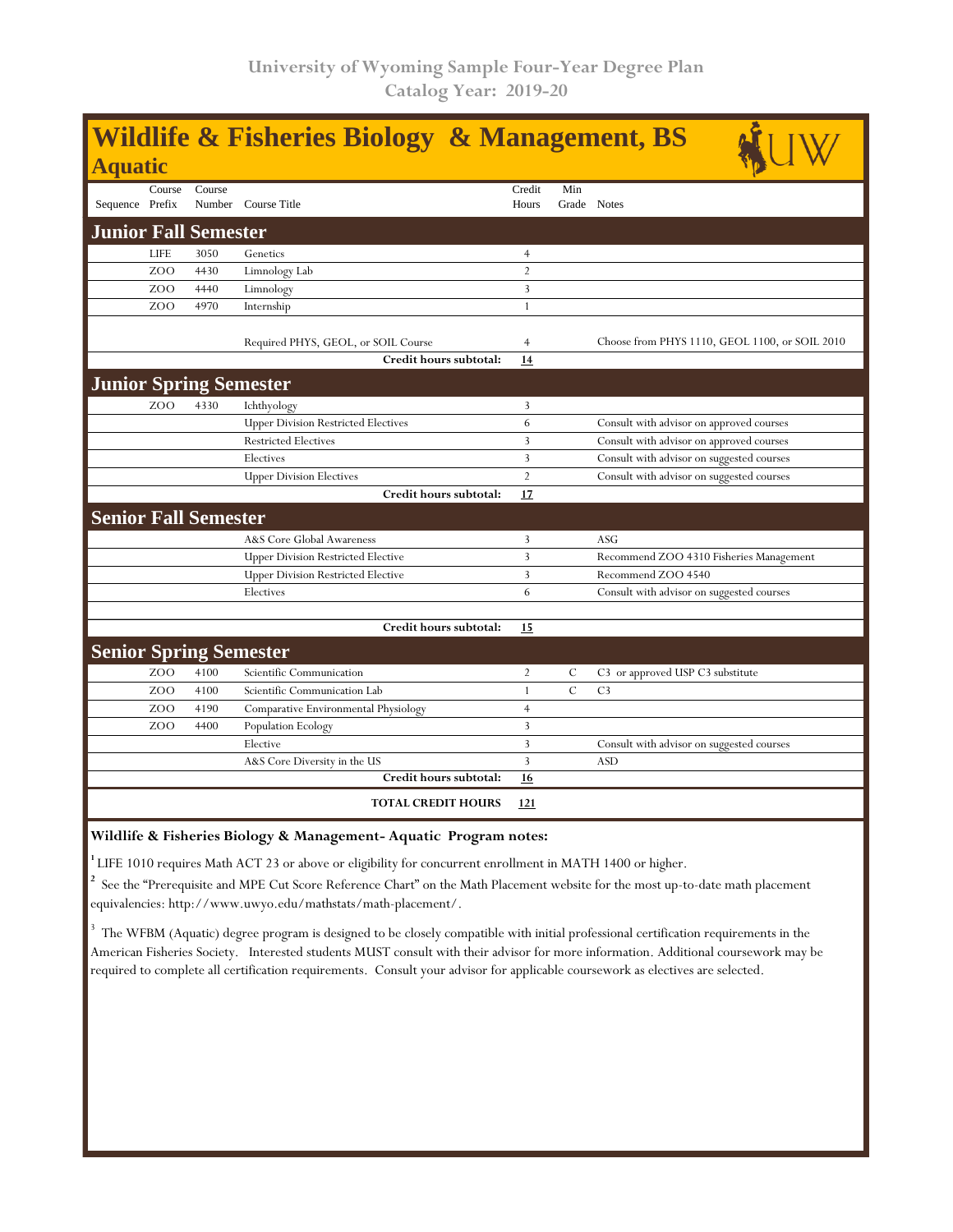University of Wyoming Sample Four-Year Degree Plan
Catalog Year: 2019-20

# Wildlife & Fisheries Biology & Management, BS
## Aquatic

| Sequence | Course Prefix | Course Number | Course Title | Credit Hours | Min Grade | Notes |
|---|---|---|---|---|---|---|
| **Junior Fall Semester** | | | | | | |
| | LIFE | 3050 | Genetics | 4 | | |
| | ZOO | 4430 | Limnology Lab | 2 | | |
| | ZOO | 4440 | Limnology | 3 | | |
| | ZOO | 4970 | Internship | 1 | | |
| | | | Required PHYS, GEOL, or SOIL Course | 4 | | Choose from PHYS 1110, GEOL 1100, or SOIL 2010 |
| | | | **Credit hours subtotal:** | **14** | | |
| **Junior Spring Semester** | | | | | | |
| | ZOO | 4330 | Ichthyology | 3 | | |
| | | | Upper Division Restricted Electives | 6 | | Consult with advisor on approved courses |
| | | | Restricted Electives | 3 | | Consult with advisor on approved courses |
| | | | Electives | 3 | | Consult with advisor on suggested courses |
| | | | Upper Division Electives | 2 | | Consult with advisor on suggested courses |
| | | | **Credit hours subtotal:** | **17** | | |
| **Senior Fall Semester** | | | | | | |
| | | | A&S Core Global Awareness | 3 | | ASG |
| | | | Upper Division Restricted Elective | 3 | | Recommend ZOO 4310 Fisheries Management |
| | | | Upper Division Restricted Elective | 3 | | Recommend ZOO 4540 |
| | | | Electives | 6 | | Consult with advisor on suggested courses |
| | | | **Credit hours subtotal:** | **15** | | |
| **Senior Spring Semester** | | | | | | |
| | ZOO | 4100 | Scientific Communication | 2 | C | C3 or approved USP C3 substitute |
| | ZOO | 4100 | Scientific Communication Lab | 1 | C | C3 |
| | ZOO | 4190 | Comparative Environmental Physiology | 4 | | |
| | ZOO | 4400 | Population Ecology | 3 | | |
| | | | Elective | 3 | | Consult with advisor on suggested courses |
| | | | A&S Core Diversity in the US | 3 | | ASD |
| | | | **Credit hours subtotal:** | **16** | | |
| | | | **TOTAL CREDIT HOURS** | **121** | | |

**Wildlife & Fisheries Biology & Management- Aquatic Program notes:**

[1] LIFE 1010 requires Math ACT 23 or above or eligibility for concurrent enrollment in MATH 1400 or higher.

[2] See the "Prerequisite and MPE Cut Score Reference Chart" on the Math Placement website for the most up-to-date math placement equivalencies: http://www.uwyo.edu/mathstats/math-placement/.

[3] The WFBM (Aquatic) degree program is designed to be closely compatible with initial professional certification requirements in the American Fisheries Society. Interested students MUST consult with their advisor for more information. Additional coursework may be required to complete all certification requirements. Consult your advisor for applicable coursework as electives are selected.